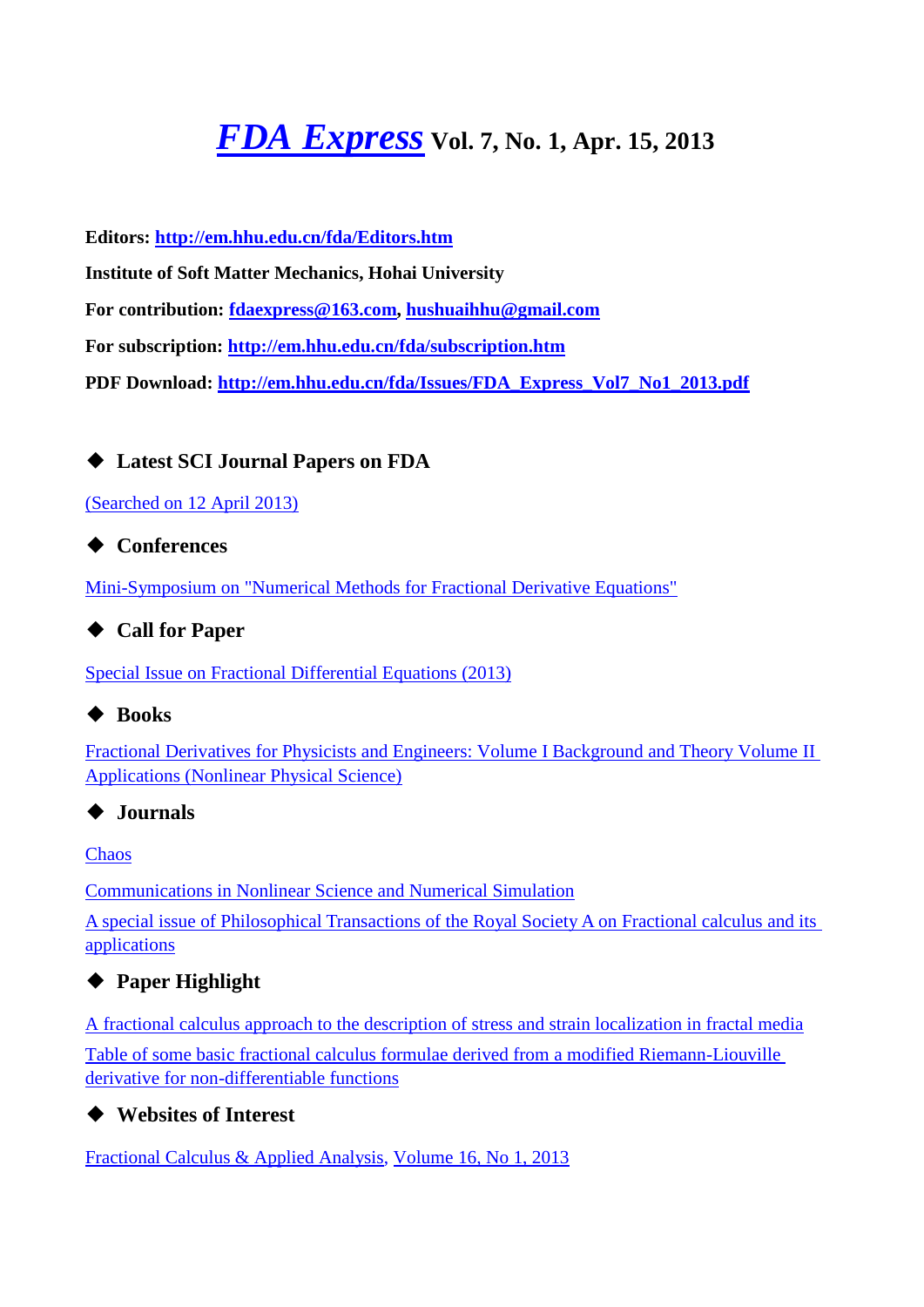# *FDA Express* Vol. 7, No. 1, Apr. 15, 2013

**Editors: http://em.hhu.edu.cn/fda/Editors.htm**

**Institute of Soft Matter Mechanics, Hohai University**

**For contribution: fdaexpress@163.com, hushuaihhu@gmail.com**

**For subscription: http://em.hhu.edu.cn/fda/subscription.htm**

**PDF Download: http://em.hhu.edu.cn/fda/Issues/FDA_Express_Vol7_No1_2013.pdf**

## ◆ Latest SCI Journal Papers on FDA

(Searched on 12 April 2013)

## ◆ Conferences

Mini-Symposium on "Numerical Methods for Fractional Derivative Equations"

## ◆ Call for Paper

Special Issue on Fractional Differential Equations (2013)

## ◆ Books

Fractional Derivatives for Physicists and Engineers: Volume I Background and Theory Volume II Applications (Nonlinear Physical Science)

## ◆ Journals

Chaos

Communications in Nonlinear Science and Numerical Simulation

A special issue of Philosophical Transactions of the Royal Society A on Fractional calculus and its applications

## ◆ Paper Highlight

A fractional calculus approach to the description of stress and strain localization in fractal media

Table of some basic fractional calculus formulae derived from a modified Riemann-Liouville derivative for non-differentiable functions

## ◆ Websites of Interest

Fractional Calculus & Applied Analysis, Volume 16, No 1, 2013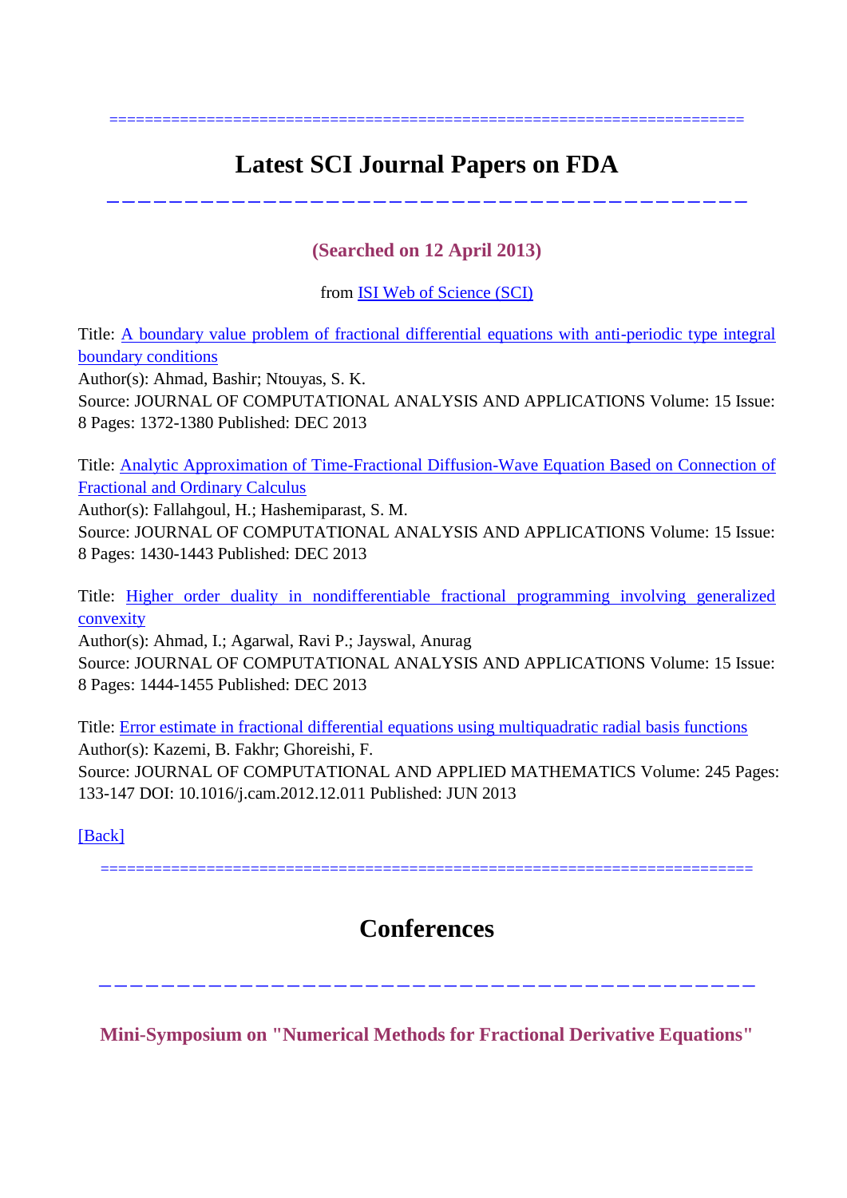## Latest SCI Journal Papers on FDA

**(Searched on 12 April 2013)**

from [ISI Web of Science (SCI)]

Title: [A boundary value problem of fractional differential equations with anti-periodic type integral boundary conditions]
Author(s): Ahmad, Bashir; Ntouyas, S. K.
Source: JOURNAL OF COMPUTATIONAL ANALYSIS AND APPLICATIONS Volume: 15 Issue: 8 Pages: 1372-1380 Published: DEC 2013

Title: [Analytic Approximation of Time-Fractional Diffusion-Wave Equation Based on Connection of Fractional and Ordinary Calculus]
Author(s): Fallahgoul, H.; Hashemiparast, S. M.
Source: JOURNAL OF COMPUTATIONAL ANALYSIS AND APPLICATIONS Volume: 15 Issue: 8 Pages: 1430-1443 Published: DEC 2013

Title: [Higher order duality in nondifferentiable fractional programming involving generalized convexity]
Author(s): Ahmad, I.; Agarwal, Ravi P.; Jayswal, Anurag
Source: JOURNAL OF COMPUTATIONAL ANALYSIS AND APPLICATIONS Volume: 15 Issue: 8 Pages: 1444-1455 Published: DEC 2013

Title: [Error estimate in fractional differential equations using multiquadratic radial basis functions]
Author(s): Kazemi, B. Fakhr; Ghoreishi, F.
Source: JOURNAL OF COMPUTATIONAL AND APPLIED MATHEMATICS Volume: 245 Pages: 133-147 DOI: 10.1016/j.cam.2012.12.011 Published: JUN 2013

[Back]

## Conferences

**Mini-Symposium on "Numerical Methods for Fractional Derivative Equations"**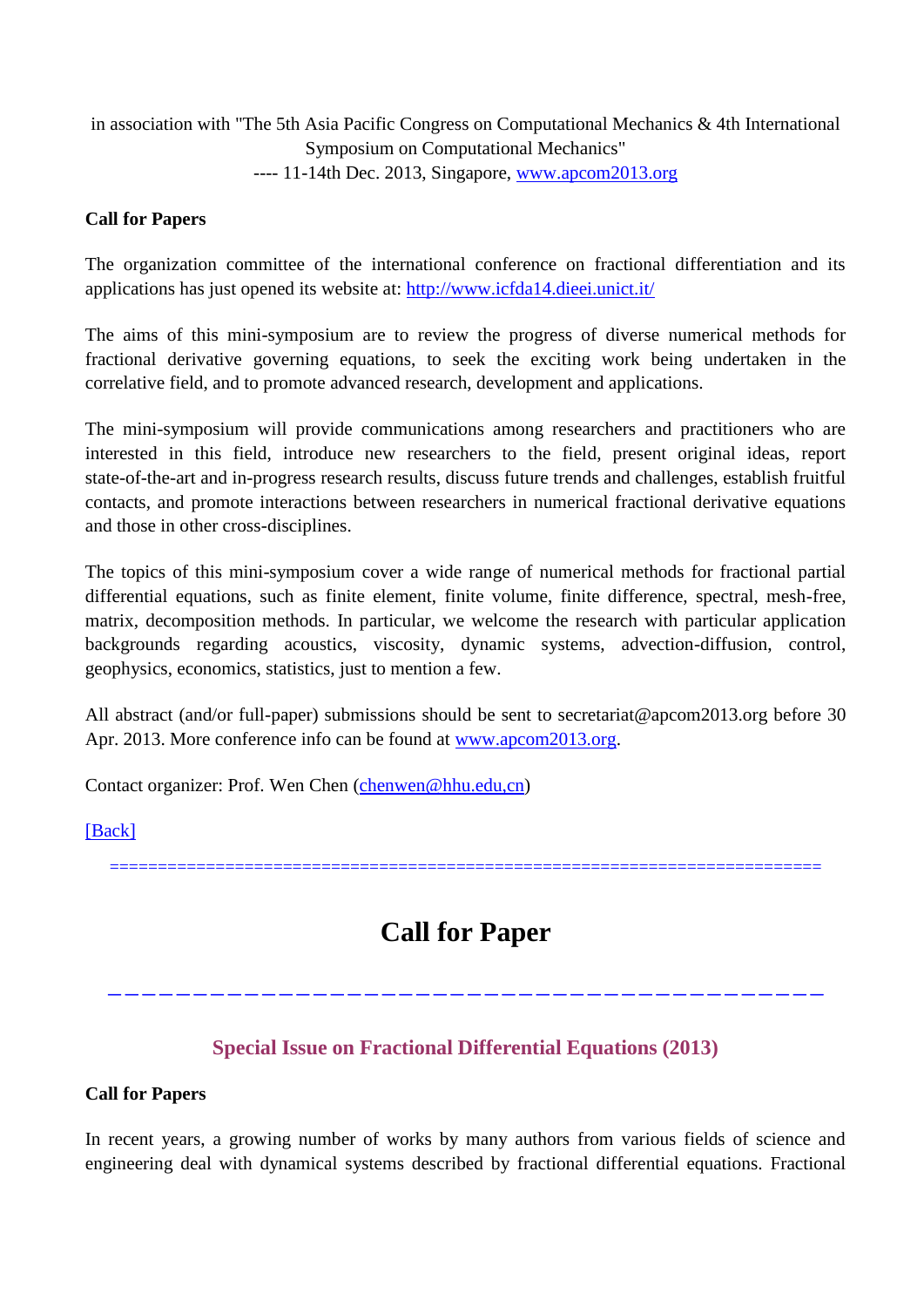in association with "The 5th Asia Pacific Congress on Computational Mechanics & 4th International Symposium on Computational Mechanics"
---- 11-14th Dec. 2013, Singapore, www.apcom2013.org

**Call for Papers**

The organization committee of the international conference on fractional differentiation and its applications has just opened its website at: http://www.icfda14.dieei.unict.it/

The aims of this mini-symposium are to review the progress of diverse numerical methods for fractional derivative governing equations, to seek the exciting work being undertaken in the correlative field, and to promote advanced research, development and applications.

The mini-symposium will provide communications among researchers and practitioners who are interested in this field, introduce new researchers to the field, present original ideas, report state-of-the-art and in-progress research results, discuss future trends and challenges, establish fruitful contacts, and promote interactions between researchers in numerical fractional derivative equations and those in other cross-disciplines.

The topics of this mini-symposium cover a wide range of numerical methods for fractional partial differential equations, such as finite element, finite volume, finite difference, spectral, mesh-free, matrix, decomposition methods. In particular, we welcome the research with particular application backgrounds regarding acoustics, viscosity, dynamic systems, advection-diffusion, control, geophysics, economics, statistics, just to mention a few.

All abstract (and/or full-paper) submissions should be sent to secretariat@apcom2013.org before 30 Apr. 2013. More conference info can be found at www.apcom2013.org.

Contact organizer: Prof. Wen Chen (chenwen@hhu.edu,cn)

[Back]

==========================================================================

# Call for Paper

---

### Special Issue on Fractional Differential Equations (2013)

**Call for Papers**

In recent years, a growing number of works by many authors from various fields of science and engineering deal with dynamical systems described by fractional differential equations. Fractional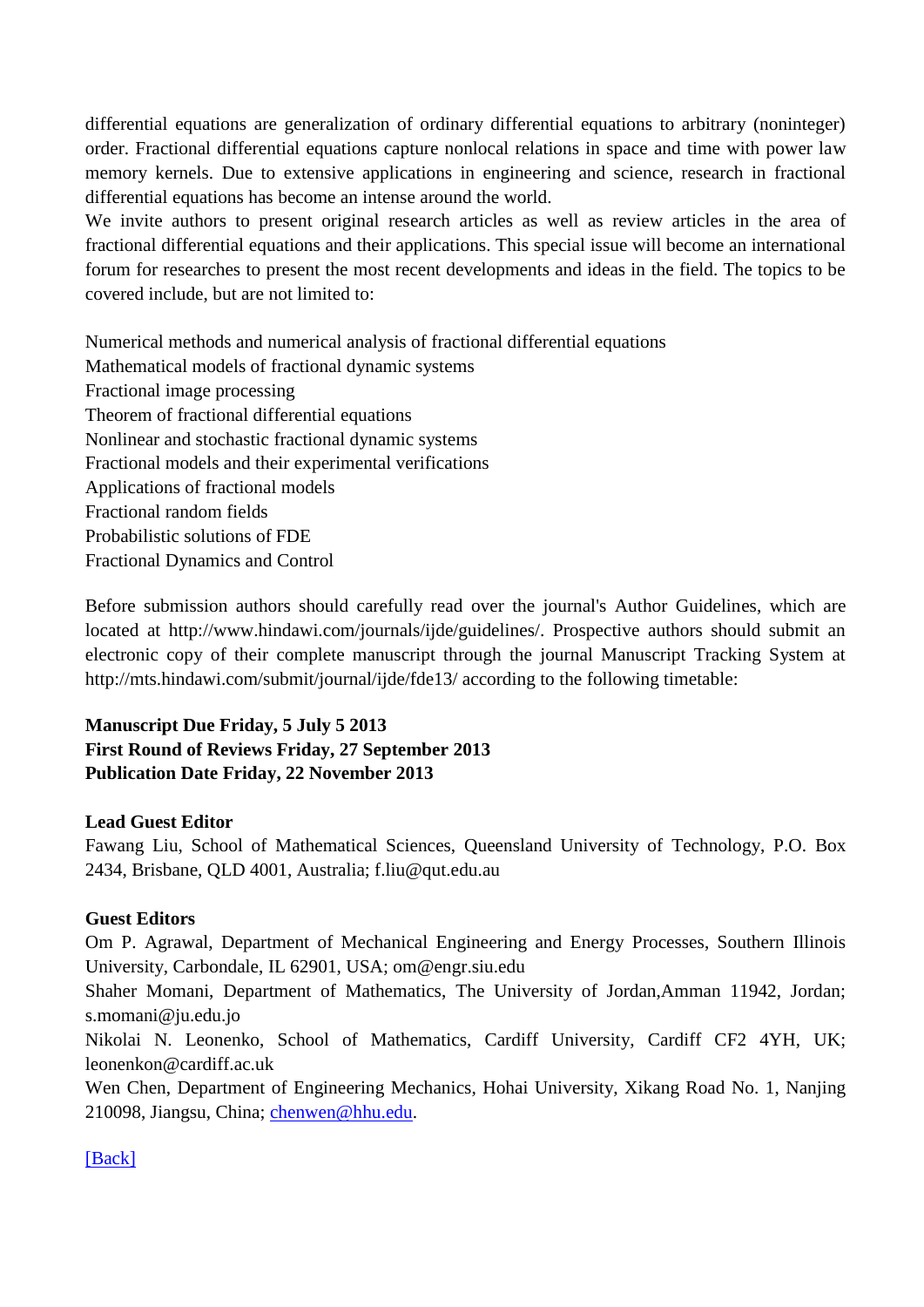differential equations are generalization of ordinary differential equations to arbitrary (noninteger) order. Fractional differential equations capture nonlocal relations in space and time with power law memory kernels. Due to extensive applications in engineering and science, research in fractional differential equations has become an intense around the world.

We invite authors to present original research articles as well as review articles in the area of fractional differential equations and their applications. This special issue will become an international forum for researches to present the most recent developments and ideas in the field. The topics to be covered include, but are not limited to:

Numerical methods and numerical analysis of fractional differential equations
Mathematical models of fractional dynamic systems
Fractional image processing
Theorem of fractional differential equations
Nonlinear and stochastic fractional dynamic systems
Fractional models and their experimental verifications
Applications of fractional models
Fractional random fields
Probabilistic solutions of FDE
Fractional Dynamics and Control

Before submission authors should carefully read over the journal's Author Guidelines, which are located at http://www.hindawi.com/journals/ijde/guidelines/. Prospective authors should submit an electronic copy of their complete manuscript through the journal Manuscript Tracking System at http://mts.hindawi.com/submit/journal/ijde/fde13/ according to the following timetable:

**Manuscript Due Friday, 5 July 5 2013**
**First Round of Reviews Friday, 27 September 2013**
**Publication Date Friday, 22 November 2013**

**Lead Guest Editor**
Fawang Liu, School of Mathematical Sciences, Queensland University of Technology, P.O. Box 2434, Brisbane, QLD 4001, Australia; f.liu@qut.edu.au

**Guest Editors**
Om P. Agrawal, Department of Mechanical Engineering and Energy Processes, Southern Illinois University, Carbondale, IL 62901, USA; om@engr.siu.edu
Shaher Momani, Department of Mathematics, The University of Jordan,Amman 11942, Jordan; s.momani@ju.edu.jo
Nikolai N. Leonenko, School of Mathematics, Cardiff University, Cardiff CF2 4YH, UK; leonenkon@cardiff.ac.uk
Wen Chen, Department of Engineering Mechanics, Hohai University, Xikang Road No. 1, Nanjing 210098, Jiangsu, China; chenwen@hhu.edu.

[Back]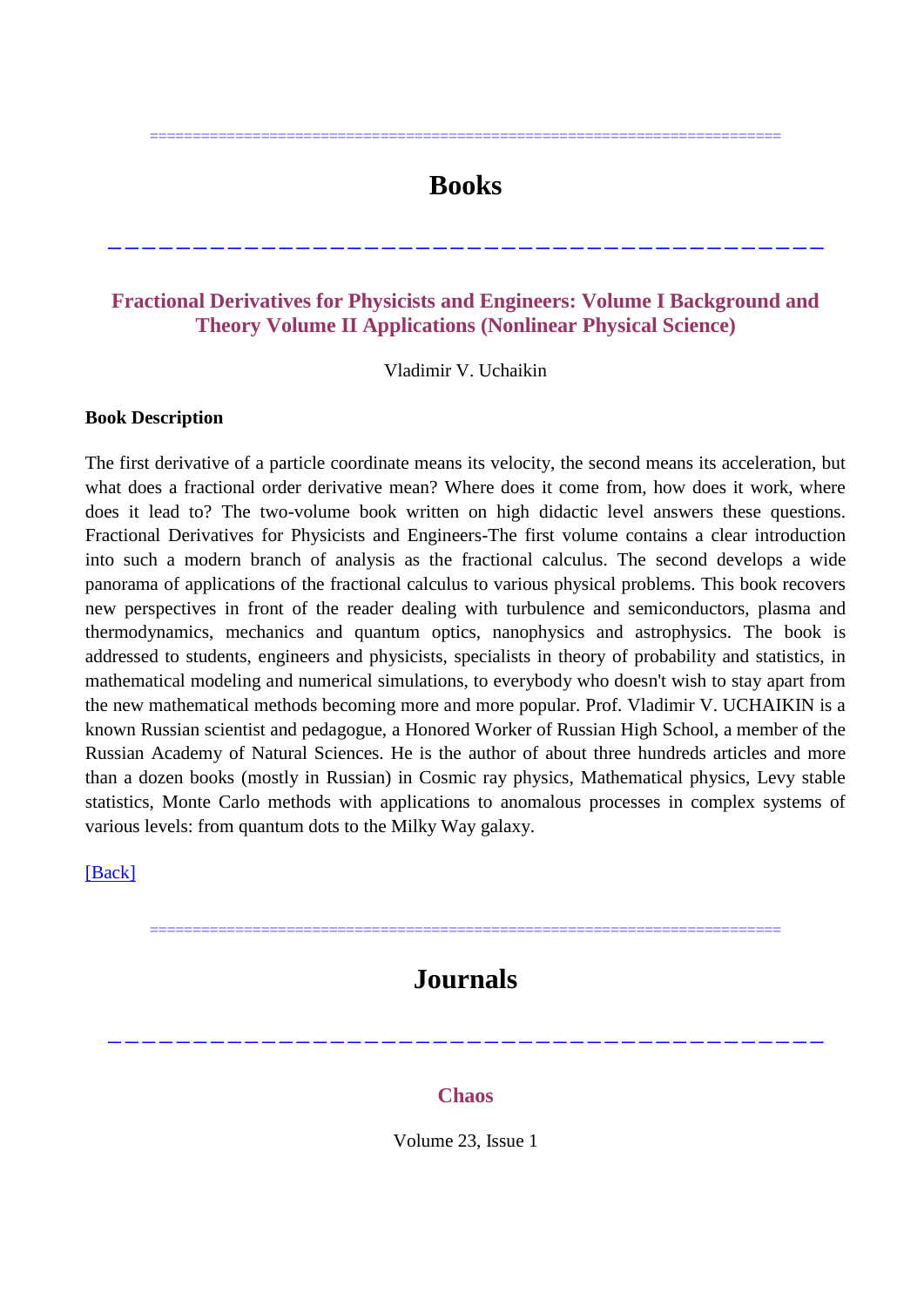=========================================================================

# Books

---

### Fractional Derivatives for Physicists and Engineers: Volume I Background and Theory Volume II Applications (Nonlinear Physical Science)

Vladimir V. Uchaikin

**Book Description**

The first derivative of a particle coordinate means its velocity, the second means its acceleration, but what does a fractional order derivative mean? Where does it come from, how does it work, where does it lead to? The two-volume book written on high didactic level answers these questions. Fractional Derivatives for Physicists and Engineers-The first volume contains a clear introduction into such a modern branch of analysis as the fractional calculus. The second develops a wide panorama of applications of the fractional calculus to various physical problems. This book recovers new perspectives in front of the reader dealing with turbulence and semiconductors, plasma and thermodynamics, mechanics and quantum optics, nanophysics and astrophysics. The book is addressed to students, engineers and physicists, specialists in theory of probability and statistics, in mathematical modeling and numerical simulations, to everybody who doesn't wish to stay apart from the new mathematical methods becoming more and more popular. Prof. Vladimir V. UCHAIKIN is a known Russian scientist and pedagogue, a Honored Worker of Russian High School, a member of the Russian Academy of Natural Sciences. He is the author of about three hundreds articles and more than a dozen books (mostly in Russian) in Cosmic ray physics, Mathematical physics, Levy stable statistics, Monte Carlo methods with applications to anomalous processes in complex systems of various levels: from quantum dots to the Milky Way galaxy.

[Back]

=========================================================================

# Journals

---

### Chaos

Volume 23, Issue 1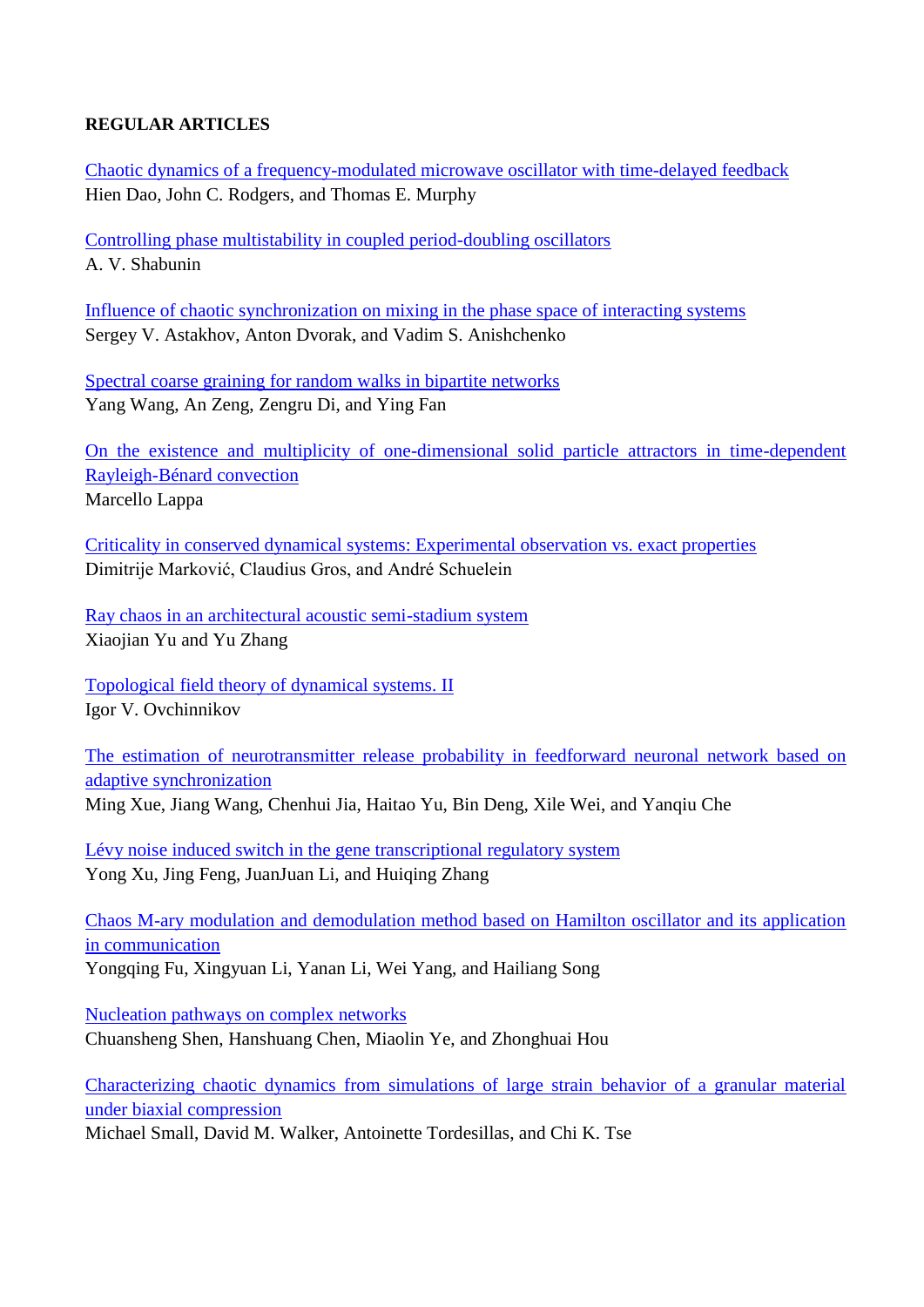**REGULAR ARTICLES**

Chaotic dynamics of a frequency-modulated microwave oscillator with time-delayed feedback
Hien Dao, John C. Rodgers, and Thomas E. Murphy

Controlling phase multistability in coupled period-doubling oscillators
A. V. Shabunin

Influence of chaotic synchronization on mixing in the phase space of interacting systems
Sergey V. Astakhov, Anton Dvorak, and Vadim S. Anishchenko

Spectral coarse graining for random walks in bipartite networks
Yang Wang, An Zeng, Zengru Di, and Ying Fan

On the existence and multiplicity of one-dimensional solid particle attractors in time-dependent Rayleigh-Bénard convection
Marcello Lappa

Criticality in conserved dynamical systems: Experimental observation vs. exact properties
Dimitrije Marković, Claudius Gros, and André Schuelein

Ray chaos in an architectural acoustic semi-stadium system
Xiaojian Yu and Yu Zhang

Topological field theory of dynamical systems. II
Igor V. Ovchinnikov

The estimation of neurotransmitter release probability in feedforward neuronal network based on adaptive synchronization
Ming Xue, Jiang Wang, Chenhui Jia, Haitao Yu, Bin Deng, Xile Wei, and Yanqiu Che

Lévy noise induced switch in the gene transcriptional regulatory system
Yong Xu, Jing Feng, JuanJuan Li, and Huiqing Zhang

Chaos M-ary modulation and demodulation method based on Hamilton oscillator and its application in communication
Yongqing Fu, Xingyuan Li, Yanan Li, Wei Yang, and Hailiang Song

Nucleation pathways on complex networks
Chuansheng Shen, Hanshuang Chen, Miaolin Ye, and Zhonghuai Hou

Characterizing chaotic dynamics from simulations of large strain behavior of a granular material under biaxial compression
Michael Small, David M. Walker, Antoinette Tordesillas, and Chi K. Tse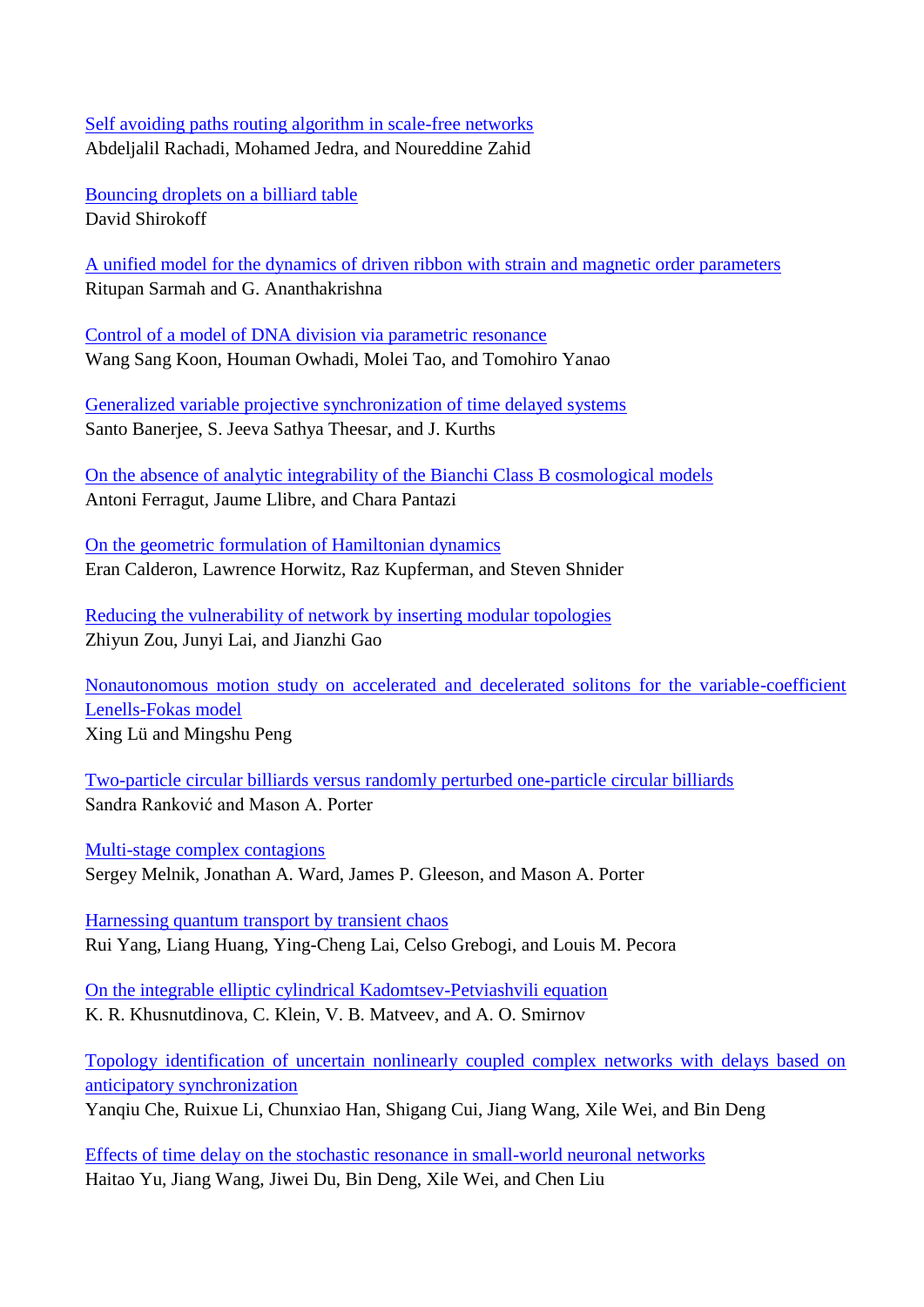[Self avoiding paths routing algorithm in scale-free networks]
Abdeljalil Rachadi, Mohamed Jedra, and Noureddine Zahid

[Bouncing droplets on a billiard table]
David Shirokoff

[A unified model for the dynamics of driven ribbon with strain and magnetic order parameters]
Ritupan Sarmah and G. Ananthakrishna

[Control of a model of DNA division via parametric resonance]
Wang Sang Koon, Houman Owhadi, Molei Tao, and Tomohiro Yanao

[Generalized variable projective synchronization of time delayed systems]
Santo Banerjee, S. Jeeva Sathya Theesar, and J. Kurths

[On the absence of analytic integrability of the Bianchi Class B cosmological models]
Antoni Ferragut, Jaume Llibre, and Chara Pantazi

[On the geometric formulation of Hamiltonian dynamics]
Eran Calderon, Lawrence Horwitz, Raz Kupferman, and Steven Shnider

[Reducing the vulnerability of network by inserting modular topologies]
Zhiyun Zou, Junyi Lai, and Jianzhi Gao

[Nonautonomous motion study on accelerated and decelerated solitons for the variable-coefficient Lenells-Fokas model]
Xing Lü and Mingshu Peng

[Two-particle circular billiards versus randomly perturbed one-particle circular billiards]
Sandra Ranković and Mason A. Porter

[Multi-stage complex contagions]
Sergey Melnik, Jonathan A. Ward, James P. Gleeson, and Mason A. Porter

[Harnessing quantum transport by transient chaos]
Rui Yang, Liang Huang, Ying-Cheng Lai, Celso Grebogi, and Louis M. Pecora

[On the integrable elliptic cylindrical Kadomtsev-Petviashvili equation]
K. R. Khusnutdinova, C. Klein, V. B. Matveev, and A. O. Smirnov

[Topology identification of uncertain nonlinearly coupled complex networks with delays based on anticipatory synchronization]
Yanqiu Che, Ruixue Li, Chunxiao Han, Shigang Cui, Jiang Wang, Xile Wei, and Bin Deng

[Effects of time delay on the stochastic resonance in small-world neuronal networks]
Haitao Yu, Jiang Wang, Jiwei Du, Bin Deng, Xile Wei, and Chen Liu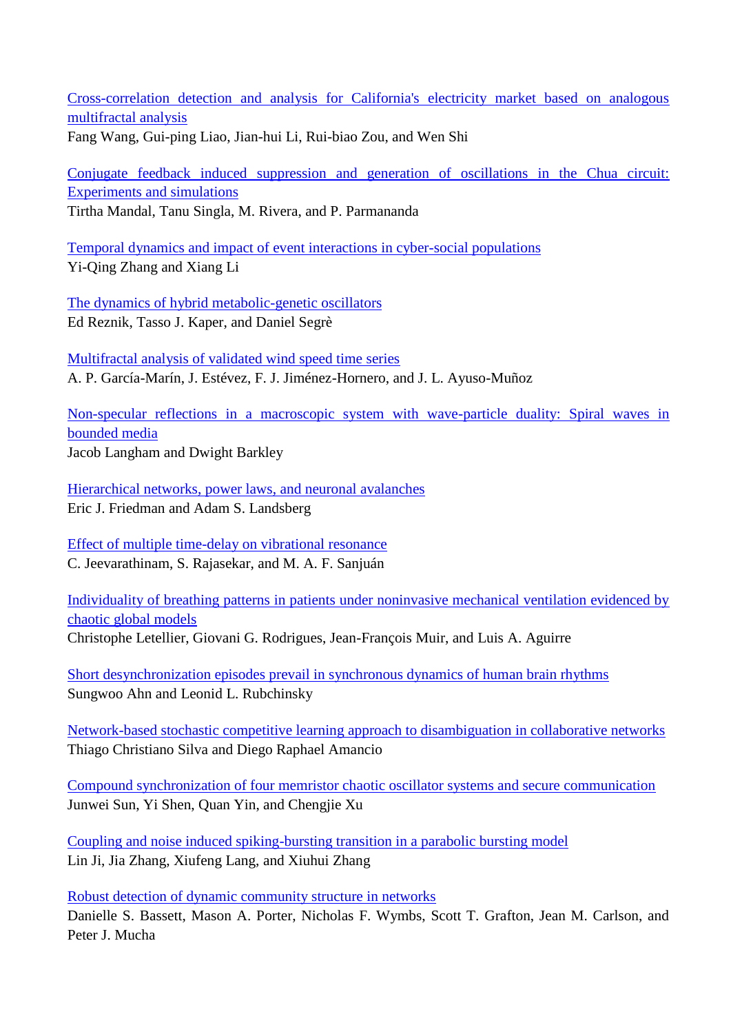Cross-correlation detection and analysis for California's electricity market based on analogous multifractal analysis
Fang Wang, Gui-ping Liao, Jian-hui Li, Rui-biao Zou, and Wen Shi

Conjugate feedback induced suppression and generation of oscillations in the Chua circuit: Experiments and simulations
Tirtha Mandal, Tanu Singla, M. Rivera, and P. Parmananda

Temporal dynamics and impact of event interactions in cyber-social populations
Yi-Qing Zhang and Xiang Li

The dynamics of hybrid metabolic-genetic oscillators
Ed Reznik, Tasso J. Kaper, and Daniel Segrè

Multifractal analysis of validated wind speed time series
A. P. García-Marín, J. Estévez, F. J. Jiménez-Hornero, and J. L. Ayuso-Muñoz

Non-specular reflections in a macroscopic system with wave-particle duality: Spiral waves in bounded media
Jacob Langham and Dwight Barkley

Hierarchical networks, power laws, and neuronal avalanches
Eric J. Friedman and Adam S. Landsberg

Effect of multiple time-delay on vibrational resonance
C. Jeevarathinam, S. Rajasekar, and M. A. F. Sanjuán

Individuality of breathing patterns in patients under noninvasive mechanical ventilation evidenced by chaotic global models
Christophe Letellier, Giovani G. Rodrigues, Jean-François Muir, and Luis A. Aguirre

Short desynchronization episodes prevail in synchronous dynamics of human brain rhythms
Sungwoo Ahn and Leonid L. Rubchinsky

Network-based stochastic competitive learning approach to disambiguation in collaborative networks
Thiago Christiano Silva and Diego Raphael Amancio

Compound synchronization of four memristor chaotic oscillator systems and secure communication
Junwei Sun, Yi Shen, Quan Yin, and Chengjie Xu

Coupling and noise induced spiking-bursting transition in a parabolic bursting model
Lin Ji, Jia Zhang, Xiufeng Lang, and Xiuhui Zhang

Robust detection of dynamic community structure in networks
Danielle S. Bassett, Mason A. Porter, Nicholas F. Wymbs, Scott T. Grafton, Jean M. Carlson, and Peter J. Mucha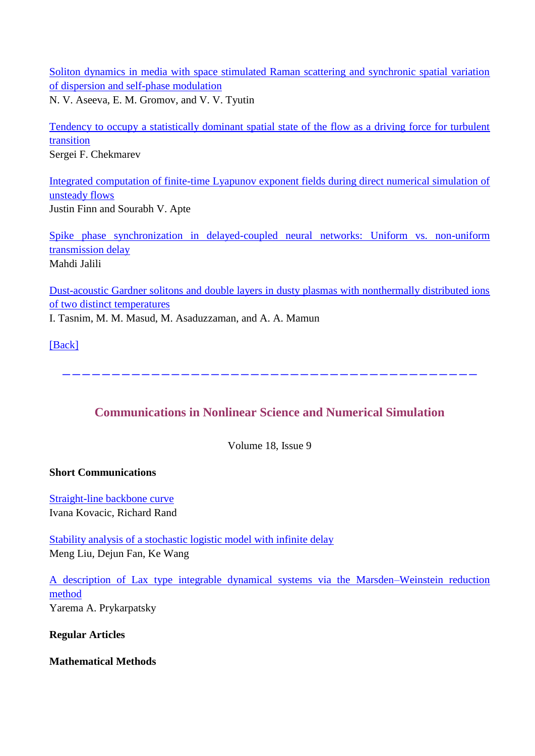Soliton dynamics in media with space stimulated Raman scattering and synchronic spatial variation of dispersion and self-phase modulation
N. V. Aseeva, E. M. Gromov, and V. V. Tyutin

Tendency to occupy a statistically dominant spatial state of the flow as a driving force for turbulent transition
Sergei F. Chekmarev

Integrated computation of finite-time Lyapunov exponent fields during direct numerical simulation of unsteady flows
Justin Finn and Sourabh V. Apte

Spike phase synchronization in delayed-coupled neural networks: Uniform vs. non-uniform transmission delay
Mahdi Jalili

Dust-acoustic Gardner solitons and double layers in dusty plasmas with nonthermally distributed ions of two distinct temperatures
I. Tasnim, M. M. Masud, M. Asaduzzaman, and A. A. Mamun

[Back]

---

## Communications in Nonlinear Science and Numerical Simulation

Volume 18, Issue 9

**Short Communications**

Straight-line backbone curve
Ivana Kovacic, Richard Rand

Stability analysis of a stochastic logistic model with infinite delay
Meng Liu, Dejun Fan, Ke Wang

A description of Lax type integrable dynamical systems via the Marsden–Weinstein reduction method
Yarema A. Prykarpatsky

**Regular Articles**

**Mathematical Methods**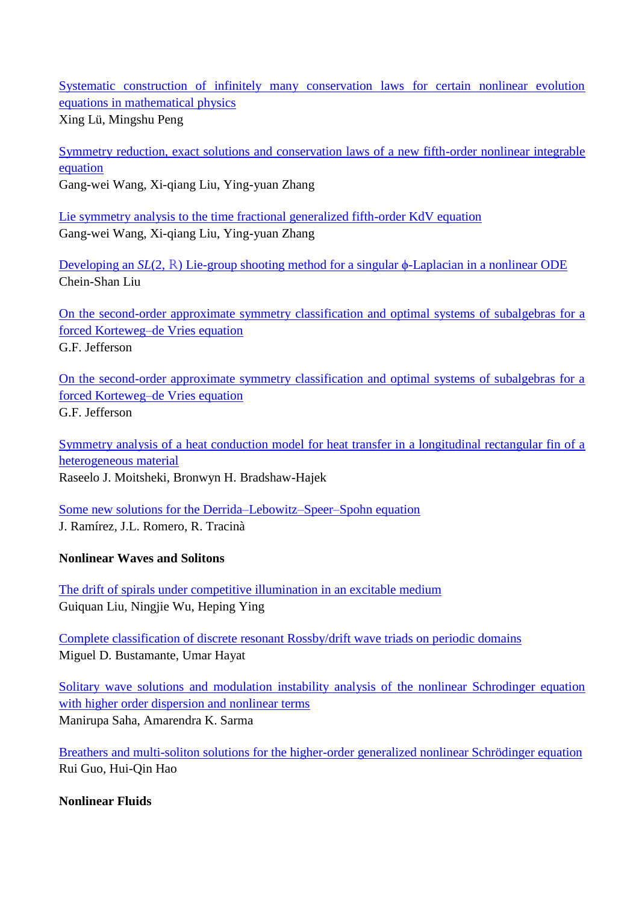[Systematic construction of infinitely many conservation laws for certain nonlinear evolution equations in mathematical physics]
Xing Lü, Mingshu Peng

[Symmetry reduction, exact solutions and conservation laws of a new fifth-order nonlinear integrable equation]
Gang-wei Wang, Xi-qiang Liu, Ying-yuan Zhang

[Lie symmetry analysis to the time fractional generalized fifth-order KdV equation]
Gang-wei Wang, Xi-qiang Liu, Ying-yuan Zhang

[Developing an $SL(2, \mathbb{R})$ Lie-group shooting method for a singular ϕ-Laplacian in a nonlinear ODE]
Chein-Shan Liu

[On the second-order approximate symmetry classification and optimal systems of subalgebras for a forced Korteweg–de Vries equation]
G.F. Jefferson

[On the second-order approximate symmetry classification and optimal systems of subalgebras for a forced Korteweg–de Vries equation]
G.F. Jefferson

[Symmetry analysis of a heat conduction model for heat transfer in a longitudinal rectangular fin of a heterogeneous material]
Raseelo J. Moitsheki, Bronwyn H. Bradshaw-Hajek

[Some new solutions for the Derrida–Lebowitz–Speer–Spohn equation]
J. Ramírez, J.L. Romero, R. Tracinà

**Nonlinear Waves and Solitons**

[The drift of spirals under competitive illumination in an excitable medium]
Guiquan Liu, Ningjie Wu, Heping Ying

[Complete classification of discrete resonant Rossby/drift wave triads on periodic domains]
Miguel D. Bustamante, Umar Hayat

[Solitary wave solutions and modulation instability analysis of the nonlinear Schrodinger equation with higher order dispersion and nonlinear terms]
Manirupa Saha, Amarendra K. Sarma

[Breathers and multi-soliton solutions for the higher-order generalized nonlinear Schrödinger equation]
Rui Guo, Hui-Qin Hao

**Nonlinear Fluids**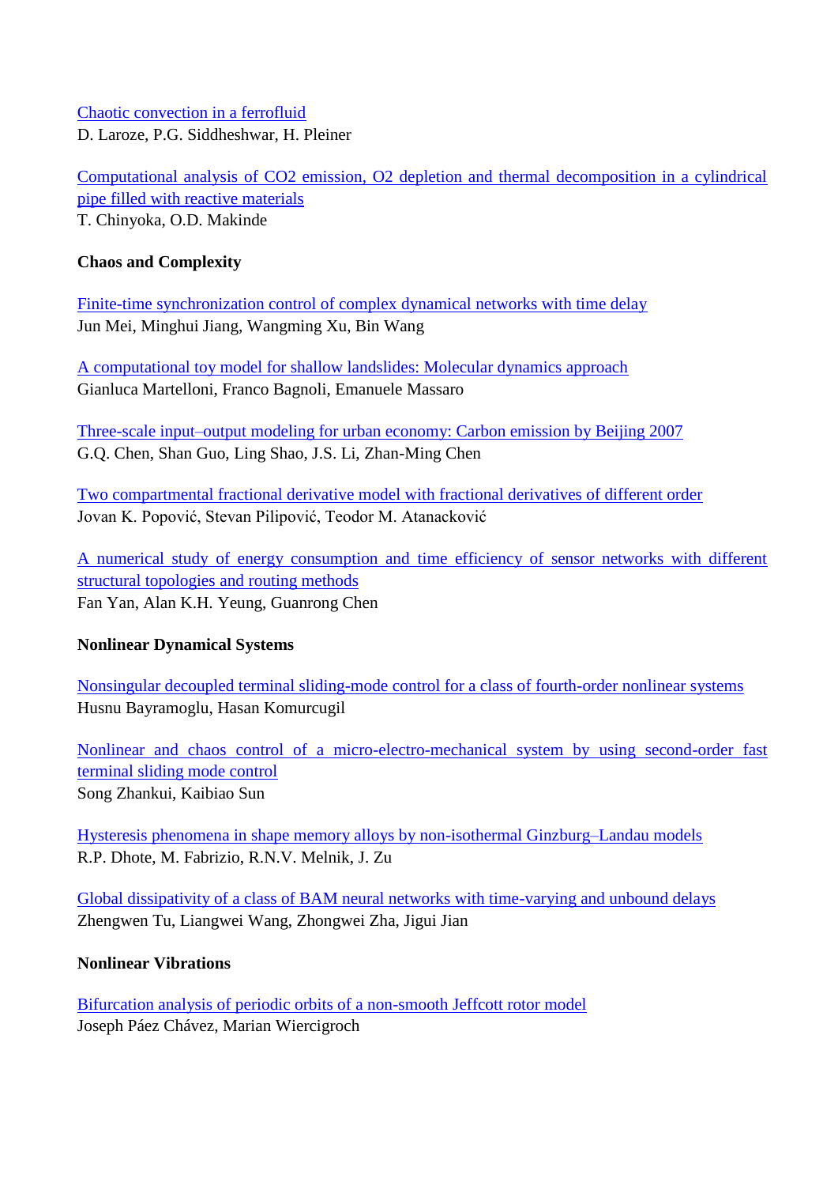Chaotic convection in a ferrofluid
D. Laroze, P.G. Siddheshwar, H. Pleiner

Computational analysis of $CO_2$ emission, $O_2$ depletion and thermal decomposition in a cylindrical pipe filled with reactive materials
T. Chinyoka, O.D. Makinde

**Chaos and Complexity**

Finite-time synchronization control of complex dynamical networks with time delay
Jun Mei, Minghui Jiang, Wangming Xu, Bin Wang

A computational toy model for shallow landslides: Molecular dynamics approach
Gianluca Martelloni, Franco Bagnoli, Emanuele Massaro

Three-scale input–output modeling for urban economy: Carbon emission by Beijing 2007
G.Q. Chen, Shan Guo, Ling Shao, J.S. Li, Zhan-Ming Chen

Two compartmental fractional derivative model with fractional derivatives of different order
Jovan K. Popović, Stevan Pilipović, Teodor M. Atanacković

A numerical study of energy consumption and time efficiency of sensor networks with different structural topologies and routing methods
Fan Yan, Alan K.H. Yeung, Guanrong Chen

**Nonlinear Dynamical Systems**

Nonsingular decoupled terminal sliding-mode control for a class of fourth-order nonlinear systems
Husnu Bayramoglu, Hasan Komurcugil

Nonlinear and chaos control of a micro-electro-mechanical system by using second-order fast terminal sliding mode control
Song Zhankui, Kaibiao Sun

Hysteresis phenomena in shape memory alloys by non-isothermal Ginzburg–Landau models
R.P. Dhote, M. Fabrizio, R.N.V. Melnik, J. Zu

Global dissipativity of a class of BAM neural networks with time-varying and unbound delays
Zhengwen Tu, Liangwei Wang, Zhongwei Zha, Jigui Jian

**Nonlinear Vibrations**

Bifurcation analysis of periodic orbits of a non-smooth Jeffcott rotor model
Joseph Páez Chávez, Marian Wiercigroch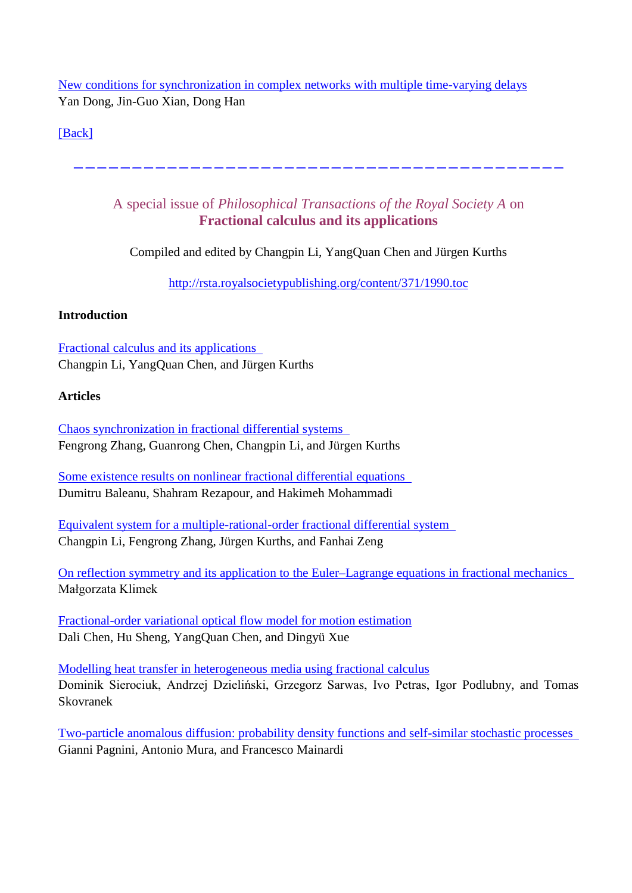[New conditions for synchronization in complex networks with multiple time-varying delays](#)
Yan Dong, Jin-Guo Xian, Dong Han

[Back]

---

A special issue of *Philosophical Transactions of the Royal Society A* on
**Fractional calculus and its applications**

Compiled and edited by Changpin Li, YangQuan Chen and Jürgen Kurths

http://rsta.royalsocietypublishing.org/content/371/1990.toc

**Introduction**

Fractional calculus and its applications
Changpin Li, YangQuan Chen, and Jürgen Kurths

**Articles**

Chaos synchronization in fractional differential systems
Fengrong Zhang, Guanrong Chen, Changpin Li, and Jürgen Kurths

Some existence results on nonlinear fractional differential equations
Dumitru Baleanu, Shahram Rezapour, and Hakimeh Mohammadi

Equivalent system for a multiple-rational-order fractional differential system
Changpin Li, Fengrong Zhang, Jürgen Kurths, and Fanhai Zeng

On reflection symmetry and its application to the Euler–Lagrange equations in fractional mechanics
Małgorzata Klimek

Fractional-order variational optical flow model for motion estimation
Dali Chen, Hu Sheng, YangQuan Chen, and Dingyü Xue

Modelling heat transfer in heterogeneous media using fractional calculus
Dominik Sierociuk, Andrzej Dzieliński, Grzegorz Sarwas, Ivo Petras, Igor Podlubny, and Tomas Skovranek

Two-particle anomalous diffusion: probability density functions and self-similar stochastic processes
Gianni Pagnini, Antonio Mura, and Francesco Mainardi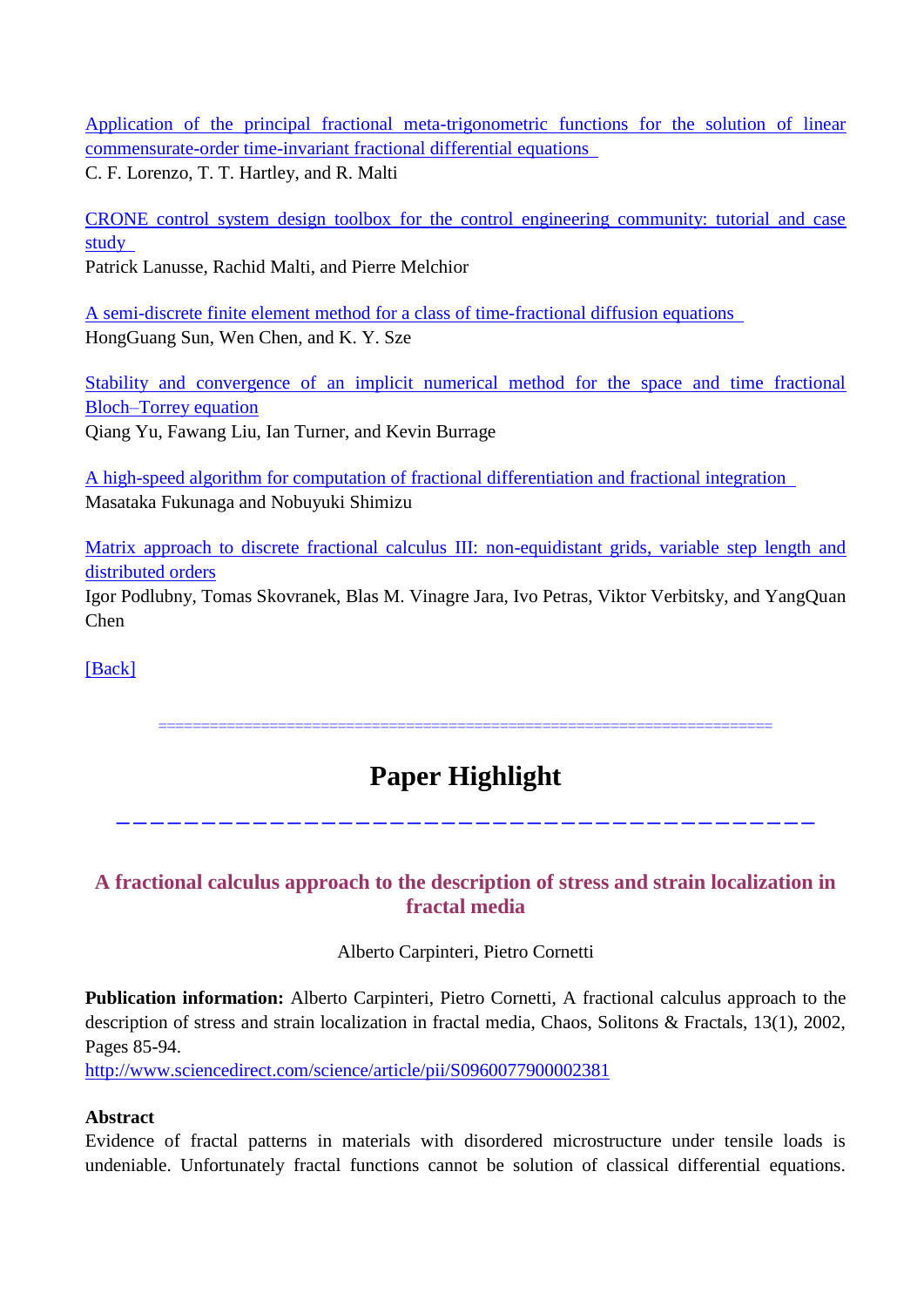Application of the principal fractional meta-trigonometric functions for the solution of linear commensurate-order time-invariant fractional differential equations
C. F. Lorenzo, T. T. Hartley, and R. Malti

CRONE control system design toolbox for the control engineering community: tutorial and case study
Patrick Lanusse, Rachid Malti, and Pierre Melchior

A semi-discrete finite element method for a class of time-fractional diffusion equations
HongGuang Sun, Wen Chen, and K. Y. Sze

Stability and convergence of an implicit numerical method for the space and time fractional Bloch–Torrey equation
Qiang Yu, Fawang Liu, Ian Turner, and Kevin Burrage

A high-speed algorithm for computation of fractional differentiation and fractional integration
Masataka Fukunaga and Nobuyuki Shimizu

Matrix approach to discrete fractional calculus III: non-equidistant grids, variable step length and distributed orders
Igor Podlubny, Tomas Skovranek, Blas M. Vinagre Jara, Ivo Petras, Viktor Verbitsky, and YangQuan Chen

[Back]

========================================================================

# Paper Highlight

## A fractional calculus approach to the description of stress and strain localization in fractal media

Alberto Carpinteri, Pietro Cornetti

**Publication information:** Alberto Carpinteri, Pietro Cornetti, A fractional calculus approach to the description of stress and strain localization in fractal media, Chaos, Solitons & Fractals, 13(1), 2002, Pages 85-94.
http://www.sciencedirect.com/science/article/pii/S0960077900002381

**Abstract**
Evidence of fractal patterns in materials with disordered microstructure under tensile loads is undeniable. Unfortunately fractal functions cannot be solution of classical differential equations.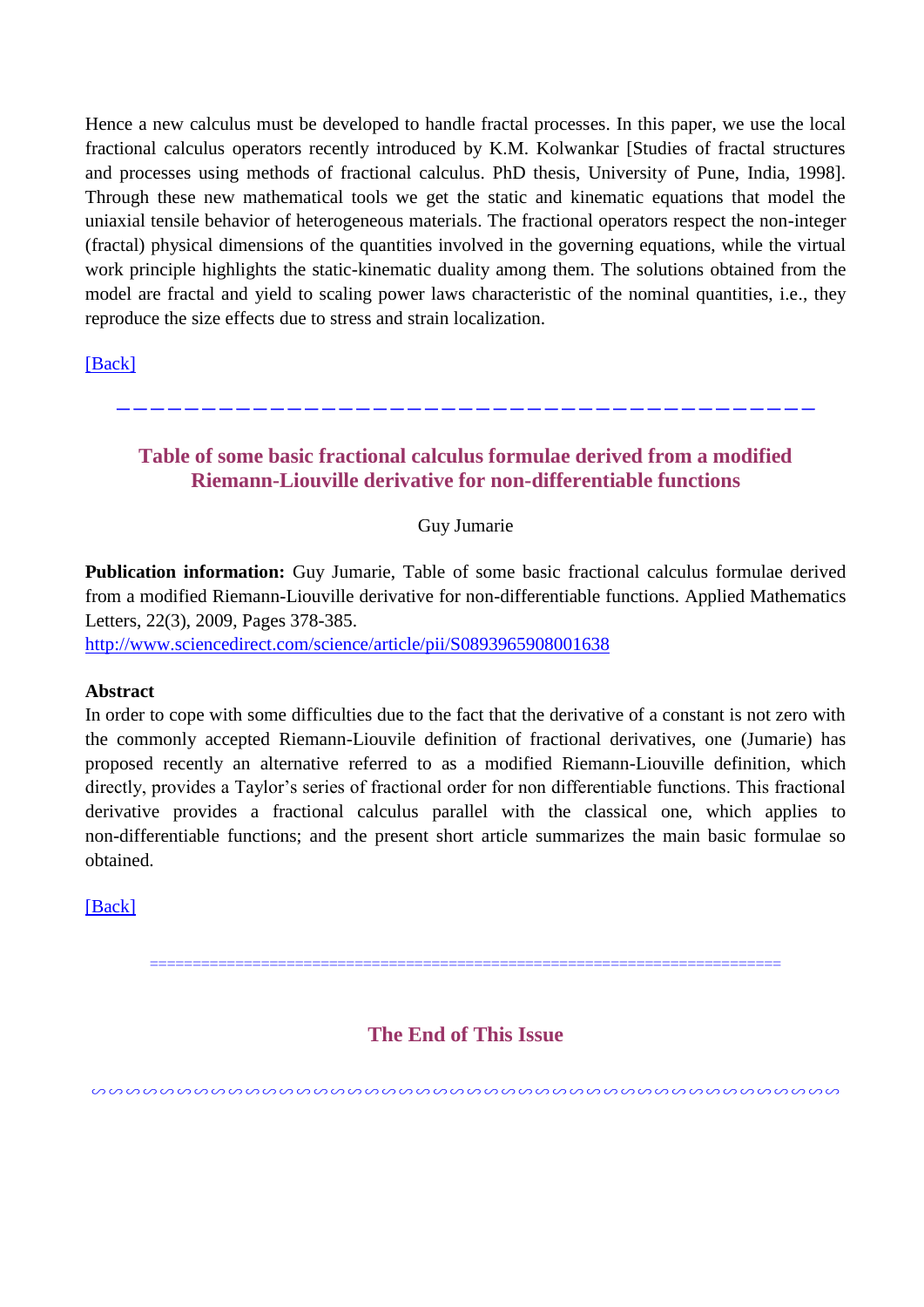Hence a new calculus must be developed to handle fractal processes. In this paper, we use the local fractional calculus operators recently introduced by K.M. Kolwankar [Studies of fractal structures and processes using methods of fractional calculus. PhD thesis, University of Pune, India, 1998]. Through these new mathematical tools we get the static and kinematic equations that model the uniaxial tensile behavior of heterogeneous materials. The fractional operators respect the non-integer (fractal) physical dimensions of the quantities involved in the governing equations, while the virtual work principle highlights the static-kinematic duality among them. The solutions obtained from the model are fractal and yield to scaling power laws characteristic of the nominal quantities, i.e., they reproduce the size effects due to stress and strain localization.

[Back]

---

## Table of some basic fractional calculus formulae derived from a modified Riemann-Liouville derivative for non-differentiable functions

Guy Jumarie

**Publication information:** Guy Jumarie, Table of some basic fractional calculus formulae derived from a modified Riemann-Liouville derivative for non-differentiable functions. Applied Mathematics Letters, 22(3), 2009, Pages 378-385.
http://www.sciencedirect.com/science/article/pii/S0893965908001638

**Abstract**
In order to cope with some difficulties due to the fact that the derivative of a constant is not zero with the commonly accepted Riemann-Liouvile definition of fractional derivatives, one (Jumarie) has proposed recently an alternative referred to as a modified Riemann-Liouville definition, which directly, provides a Taylor's series of fractional order for non differentiable functions. This fractional derivative provides a fractional calculus parallel with the classical one, which applies to non-differentiable functions; and the present short article summarizes the main basic formulae so obtained.

[Back]

---

## The End of This Issue